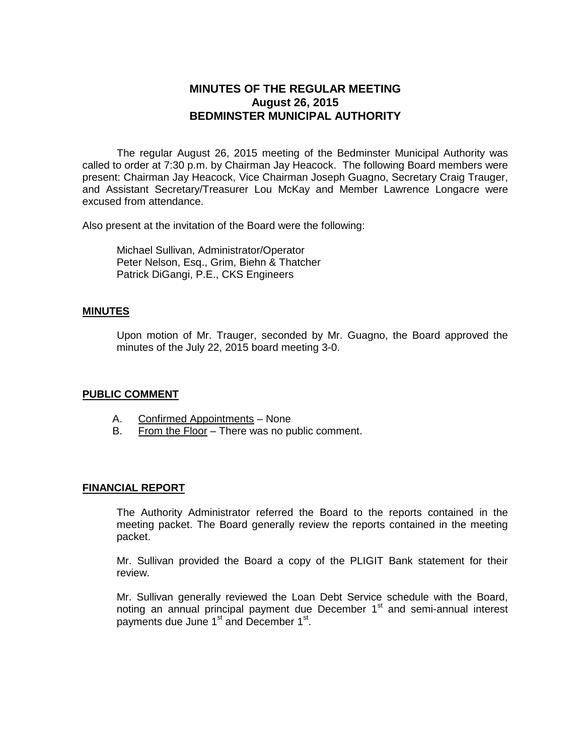# MINUTES OF THE REGULAR MEETING
## August 26, 2015
## BEDMINSTER MUNICIPAL AUTHORITY

The regular August 26, 2015 meeting of the Bedminster Municipal Authority was called to order at 7:30 p.m. by Chairman Jay Heacock. The following Board members were present: Chairman Jay Heacock, Vice Chairman Joseph Guagno, Secretary Craig Trauger, and Assistant Secretary/Treasurer Lou McKay and Member Lawrence Longacre were excused from attendance.

Also present at the invitation of the Board were the following:

Michael Sullivan, Administrator/Operator
Peter Nelson, Esq., Grim, Biehn & Thatcher
Patrick DiGangi, P.E., CKS Engineers

**MINUTES**

Upon motion of Mr. Trauger, seconded by Mr. Guagno, the Board approved the minutes of the July 22, 2015 board meeting 3-0.

**PUBLIC COMMENT**

A. Confirmed Appointments – None
B. From the Floor – There was no public comment.

**FINANCIAL REPORT**

The Authority Administrator referred the Board to the reports contained in the meeting packet. The Board generally review the reports contained in the meeting packet.

Mr. Sullivan provided the Board a copy of the PLIGIT Bank statement for their review.

Mr. Sullivan generally reviewed the Loan Debt Service schedule with the Board, noting an annual principal payment due December 1st and semi-annual interest payments due June 1st and December 1st.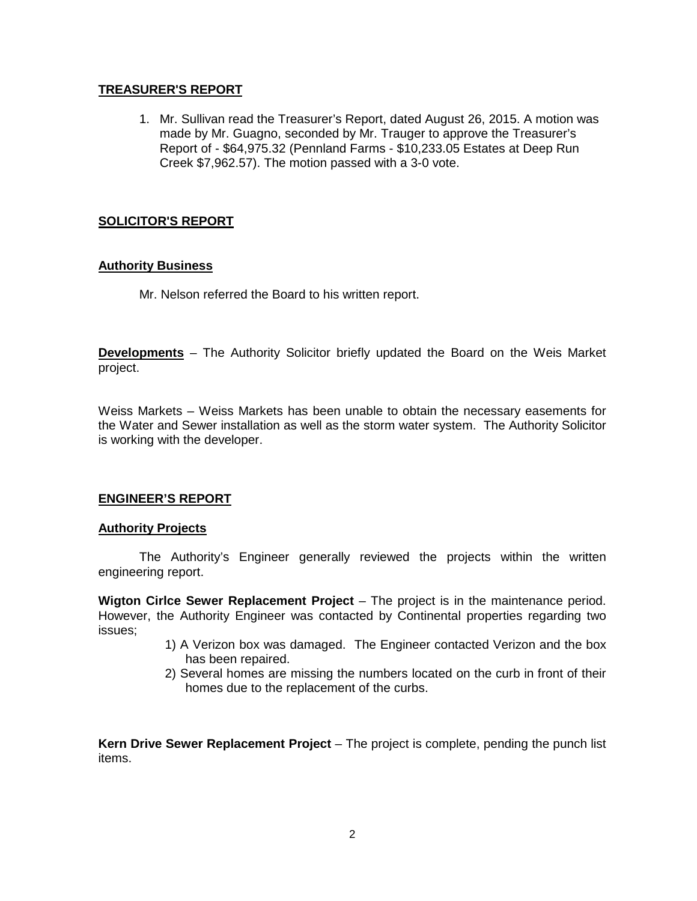**TREASURER'S REPORT**

1. Mr. Sullivan read the Treasurer's Report, dated August 26, 2015. A motion was made by Mr. Guagno, seconded by Mr. Trauger to approve the Treasurer's Report of - $64,975.32 (Pennland Farms - $10,233.05 Estates at Deep Run Creek $7,962.57). The motion passed with a 3-0 vote.

**SOLICITOR'S REPORT**

**Authority Business**

Mr. Nelson referred the Board to his written report.

**Developments** – The Authority Solicitor briefly updated the Board on the Weis Market project.

Weiss Markets – Weiss Markets has been unable to obtain the necessary easements for the Water and Sewer installation as well as the storm water system. The Authority Solicitor is working with the developer.

**ENGINEER'S REPORT**

**Authority Projects**

The Authority's Engineer generally reviewed the projects within the written engineering report.

**Wigton Cirlce Sewer Replacement Project** – The project is in the maintenance period. However, the Authority Engineer was contacted by Continental properties regarding two issues;

1) A Verizon box was damaged. The Engineer contacted Verizon and the box has been repaired.
2) Several homes are missing the numbers located on the curb in front of their homes due to the replacement of the curbs.

**Kern Drive Sewer Replacement Project** – The project is complete, pending the punch list items.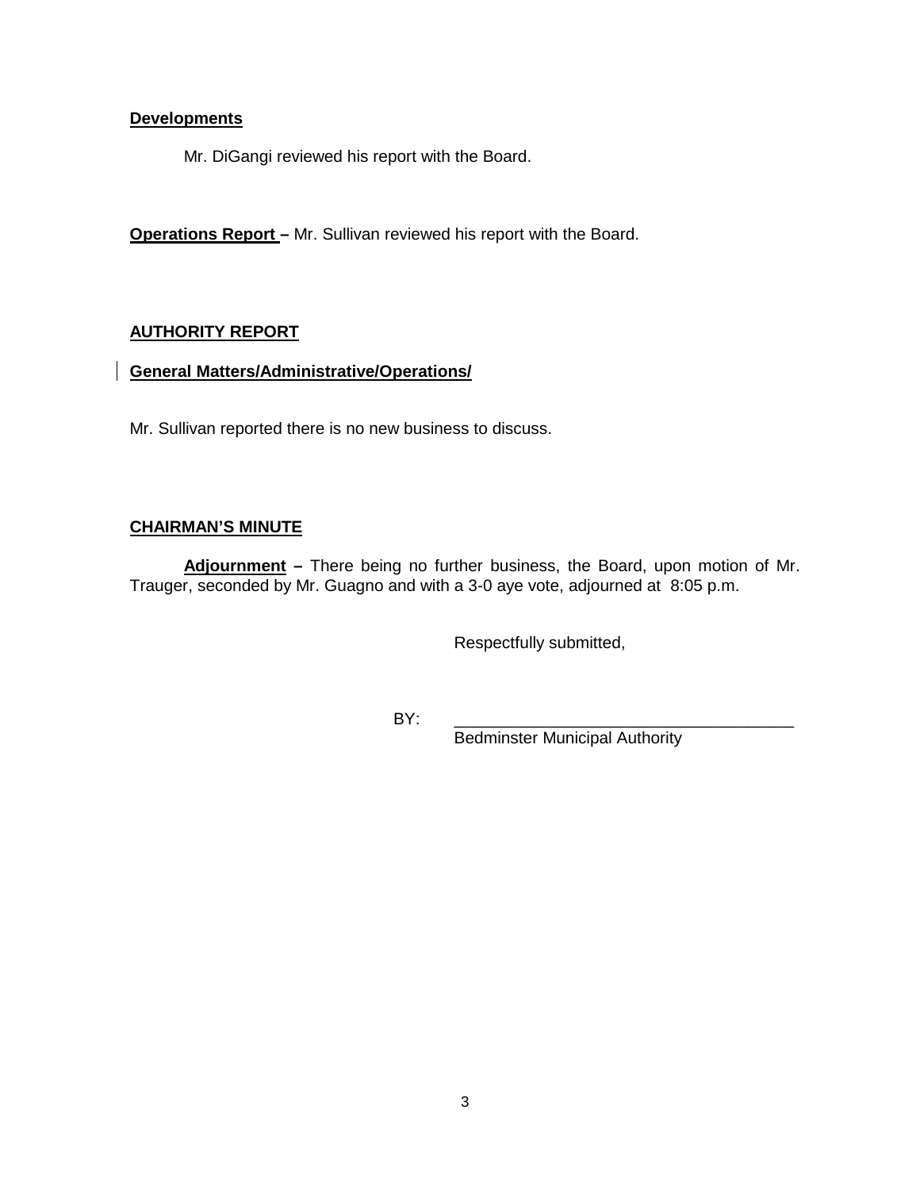**Developments**

Mr. DiGangi reviewed his report with the Board.

**Operations Report –** Mr. Sullivan reviewed his report with the Board.

**AUTHORITY REPORT**

**General Matters/Administrative/Operations/**

Mr. Sullivan reported there is no new business to discuss.

**CHAIRMAN'S MINUTE**

**Adjournment –** There being no further business, the Board, upon motion of Mr. Trauger, seconded by Mr. Guagno and with a 3-0 aye vote, adjourned at 8:05 p.m.

Respectfully submitted,

BY: ______________________________________

Bedminster Municipal Authority